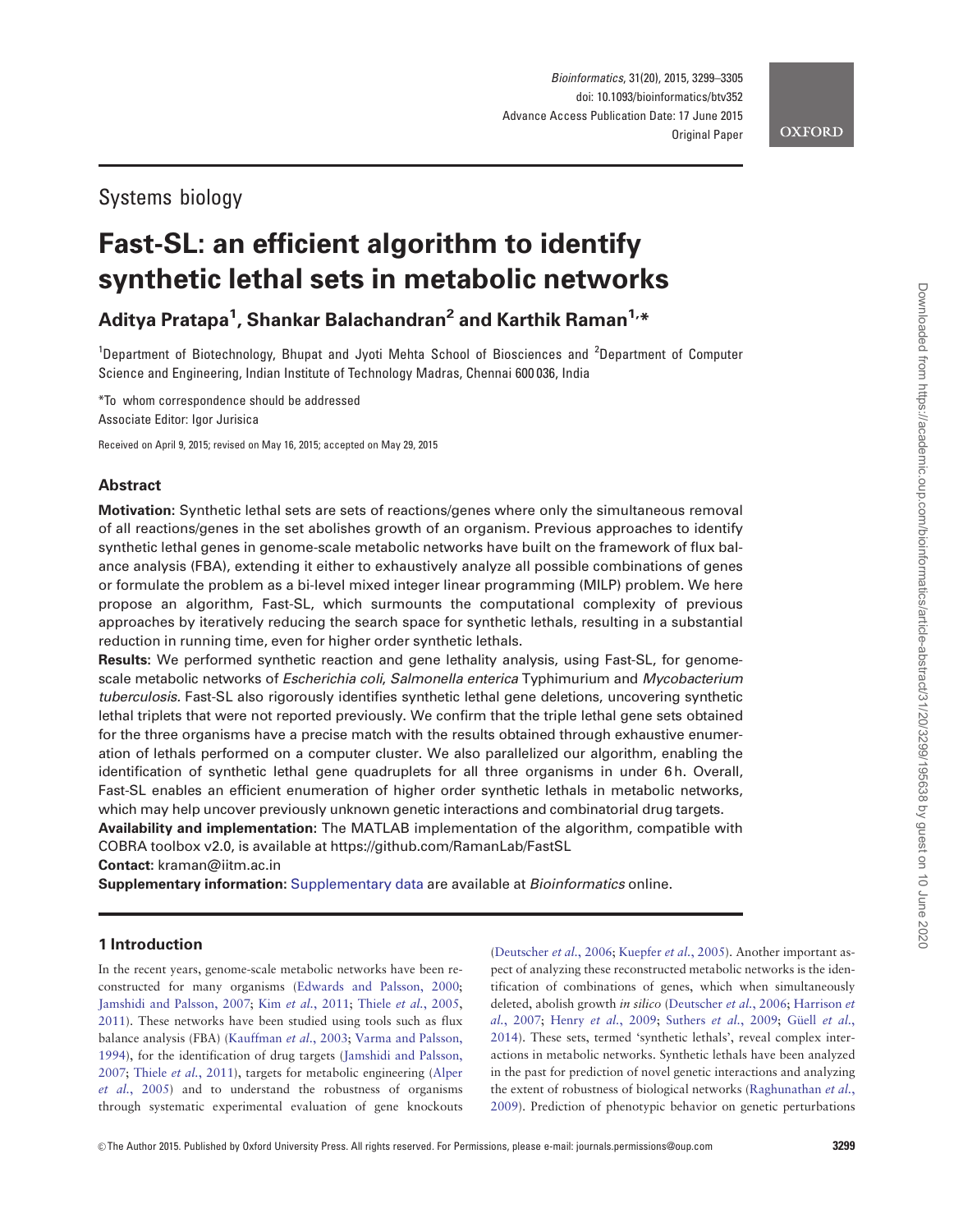Systems biology

# Fast-SL: an efficient algorithm to identify synthetic lethal sets in metabolic networks

**Aditya Pratapa[1], Shankar Balachandran[2] and Karthik Raman[1,*]**

[1]Department of Biotechnology, Bhupat and Jyoti Mehta School of Biosciences and [2]Department of Computer Science and Engineering, Indian Institute of Technology Madras, Chennai 600 036, India

*To whom correspondence should be addressed
Associate Editor: Igor Jurisica

Received on April 9, 2015; revised on May 16, 2015; accepted on May 29, 2015

## Abstract

**Motivation:** Synthetic lethal sets are sets of reactions/genes where only the simultaneous removal of all reactions/genes in the set abolishes growth of an organism. Previous approaches to identify synthetic lethal genes in genome-scale metabolic networks have built on the framework of flux balance analysis (FBA), extending it either to exhaustively analyze all possible combinations of genes or formulate the problem as a bi-level mixed integer linear programming (MILP) problem. We here propose an algorithm, Fast-SL, which surmounts the computational complexity of previous approaches by iteratively reducing the search space for synthetic lethals, resulting in a substantial reduction in running time, even for higher order synthetic lethals.

**Results:** We performed synthetic reaction and gene lethality analysis, using Fast-SL, for genome-scale metabolic networks of *Escherichia coli*, *Salmonella enterica* Typhimurium and *Mycobacterium tuberculosis*. Fast-SL also rigorously identifies synthetic lethal gene deletions, uncovering synthetic lethal triplets that were not reported previously. We confirm that the triple lethal gene sets obtained for the three organisms have a precise match with the results obtained through exhaustive enumeration of lethals performed on a computer cluster. We also parallelized our algorithm, enabling the identification of synthetic lethal gene quadruplets for all three organisms in under 6 h. Overall, Fast-SL enables an efficient enumeration of higher order synthetic lethals in metabolic networks, which may help uncover previously unknown genetic interactions and combinatorial drug targets.

**Availability and implementation:** The MATLAB implementation of the algorithm, compatible with COBRA toolbox v2.0, is available at https://github.com/RamanLab/FastSL

**Contact:** kraman@iitm.ac.in

**Supplementary information:** Supplementary data are available at *Bioinformatics* online.

## 1 Introduction

In the recent years, genome-scale metabolic networks have been reconstructed for many organisms (Edwards and Palsson, 2000; Jamshidi and Palsson, 2007; Kim *et al.*, 2011; Thiele *et al.*, 2005, 2011). These networks have been studied using tools such as flux balance analysis (FBA) (Kauffman *et al.*, 2003; Varma and Palsson, 1994), for the identification of drug targets (Jamshidi and Palsson, 2007; Thiele *et al.*, 2011), targets for metabolic engineering (Alper *et al.*, 2005) and to understand the robustness of organisms through systematic experimental evaluation of gene knockouts (Deutscher *et al.*, 2006; Kuepfer *et al.*, 2005). Another important aspect of analyzing these reconstructed metabolic networks is the identification of combinations of genes, which when simultaneously deleted, abolish growth *in silico* (Deutscher *et al.*, 2006; Harrison *et al.*, 2007; Henry *et al.*, 2009; Suthers *et al.*, 2009; Güell *et al.*, 2014). These sets, termed 'synthetic lethals', reveal complex interactions in metabolic networks. Synthetic lethals have been analyzed in the past for prediction of novel genetic interactions and analyzing the extent of robustness of biological networks (Raghunathan *et al.*, 2009). Prediction of phenotypic behavior on genetic perturbations

© The Author 2015. Published by Oxford University Press. All rights reserved. For Permissions, please e-mail: journals.permissions@oup.com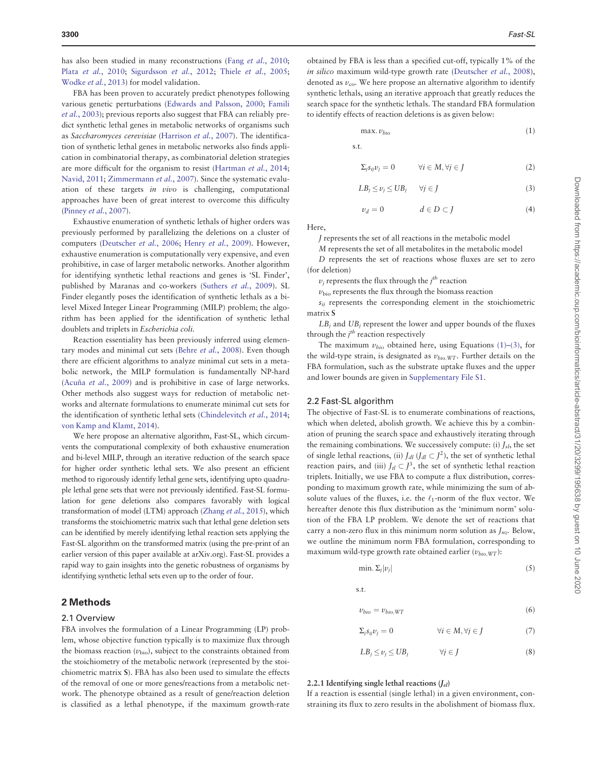has also been studied in many reconstructions (Fang *et al.*, 2010; Plata *et al.*, 2010; Sigurdsson *et al.*, 2012; Thiele *et al.*, 2005; Wodke *et al.*, 2013) for model validation.

FBA has been proven to accurately predict phenotypes following various genetic perturbations (Edwards and Palsson, 2000; Famili *et al.*, 2003); previous reports also suggest that FBA can reliably predict synthetic lethal genes in metabolic networks of organisms such as *Saccharomyces cerevisiae* (Harrison *et al.*, 2007). The identification of synthetic lethal genes in metabolic networks also finds application in combinatorial therapy, as combinatorial deletion strategies are more difficult for the organism to resist (Hartman *et al.*, 2014; Navid, 2011; Zimmermann *et al.*, 2007). Since the systematic evaluation of these targets *in vivo* is challenging, computational approaches have been of great interest to overcome this difficulty (Pinney *et al.*, 2007).

Exhaustive enumeration of synthetic lethals of higher orders was previously performed by parallelizing the deletions on a cluster of computers (Deutscher *et al.*, 2006; Henry *et al.*, 2009). However, exhaustive enumeration is computationally very expensive, and even prohibitive, in case of larger metabolic networks. Another algorithm for identifying synthetic lethal reactions and genes is 'SL Finder', published by Maranas and co-workers (Suthers *et al.*, 2009). SL Finder elegantly poses the identification of synthetic lethals as a bi-level Mixed Integer Linear Programming (MILP) problem; the algorithm has been applied for the identification of synthetic lethal doublets and triplets in *Escherichia coli*.

Reaction essentiality has been previously inferred using elementary modes and minimal cut sets (Behre *et al.*, 2008). Even though there are efficient algorithms to analyze minimal cut sets in a metabolic network, the MILP formulation is fundamentally NP-hard (Acuña *et al.*, 2009) and is prohibitive in case of large networks. Other methods also suggest ways for reduction of metabolic networks and alternate formulations to enumerate minimal cut sets for the identification of synthetic lethal sets (Chindelevitch *et al.*, 2014; von Kamp and Klamt, 2014).

We here propose an alternative algorithm, Fast-SL, which circumvents the computational complexity of both exhaustive enumeration and bi-level MILP, through an iterative reduction of the search space for higher order synthetic lethal sets. We also present an efficient method to rigorously identify lethal gene sets, identifying upto quadruple lethal gene sets that were not previously identified. Fast-SL formulation for gene deletions also compares favorably with logical transformation of model (LTM) approach (Zhang *et al.*, 2015), which transforms the stoichiometric matrix such that lethal gene deletion sets can be identified by merely identifying lethal reaction sets applying the Fast-SL algorithm on the transformed matrix (using the pre-print of an earlier version of this paper available at arXiv.org). Fast-SL provides a rapid way to gain insights into the genetic robustness of organisms by identifying synthetic lethal sets even up to the order of four.

## 2 Methods

### 2.1 Overview

FBA involves the formulation of a Linear Programming (LP) problem, whose objective function typically is to maximize flux through the biomass reaction ($v_{\text{bio}}$), subject to the constraints obtained from the stoichiometry of the metabolic network (represented by the stoichiometric matrix **S**). FBA has also been used to simulate the effects of the removal of one or more genes/reactions from a metabolic network. The phenotype obtained as a result of gene/reaction deletion is classified as a lethal phenotype, if the maximum growth-rate obtained by FBA is less than a specified cut-off, typically 1% of the *in silico* maximum wild-type growth rate (Deutscher *et al.*, 2008), denoted as $v_{\text{co}}$. We here propose an alternative algorithm to identify synthetic lethals, using an iterative approach that greatly reduces the search space for the synthetic lethals. The standard FBA formulation to identify effects of reaction deletions is as given below:

$$\max.\ v_{bio} \tag{1}$$

s.t.

$$\Sigma_j s_{ij} v_j = 0 \qquad \forall i \in M, \forall j \in J \tag{2}$$

$$LB_j \le v_j \le UB_j \qquad \forall j \in J \tag{3}$$

$$v_d = 0 \qquad d \in D \subset J \tag{4}$$

Here,

$J$ represents the set of all reactions in the metabolic model

$M$ represents the set of all metabolites in the metabolic model

$D$ represents the set of reactions whose fluxes are set to zero (for deletion)

$v_j$ represents the flux through the $j^{th}$ reaction

$v_{\text{bio}}$ represents the flux through the biomass reaction

$s_{ij}$ represents the corresponding element in the stoichiometric matrix **S**

$LB_j$ and $UB_j$ represent the lower and upper bounds of the fluxes through the $j^{th}$ reaction respectively

The maximum $v_{bio}$ obtained here, using Equations (1)–(3), for the wild-type strain, is designated as $v_{bio,WT}$. Further details on the FBA formulation, such as the substrate uptake fluxes and the upper and lower bounds are given in Supplementary File S1.

### 2.2 Fast-SL algorithm

The objective of Fast-SL is to enumerate combinations of reactions, which when deleted, abolish growth. We achieve this by a combination of pruning the search space and exhaustively iterating through the remaining combinations. We successively compute: (i) $J_{sl}$, the set of single lethal reactions, (ii) $J_{dl}$ ($J_{dl} \subset J^2$), the set of synthetic lethal reaction pairs, and (iii) $J_{tl} \subset J^3$, the set of synthetic lethal reaction triplets. Initially, we use FBA to compute a flux distribution, corresponding to maximum growth rate, while minimizing the sum of absolute values of the fluxes, i.e. the $\ell_1$-norm of the flux vector. We hereafter denote this flux distribution as the 'minimum norm' solution of the FBA LP problem. We denote the set of reactions that carry a non-zero flux in this minimum norm solution as $J_{nz}$. Below, we outline the minimum norm FBA formulation, corresponding to maximum wild-type growth rate obtained earlier ($v_{bio,WT}$):

$$\min.\ \Sigma_j |v_j| \tag{5}$$

s.t.

$$v_{bio} = v_{bio,WT} \tag{6}$$

$$\Sigma_j s_{ij} v_j = 0 \qquad \forall i \in M, \forall j \in J \tag{7}$$

$$LB_j \le v_j \le UB_j \qquad \forall j \in J \tag{8}$$

#### 2.2.1 Identifying single lethal reactions ($J_{sl}$)

If a reaction is essential (single lethal) in a given environment, constraining its flux to zero results in the abolishment of biomass flux.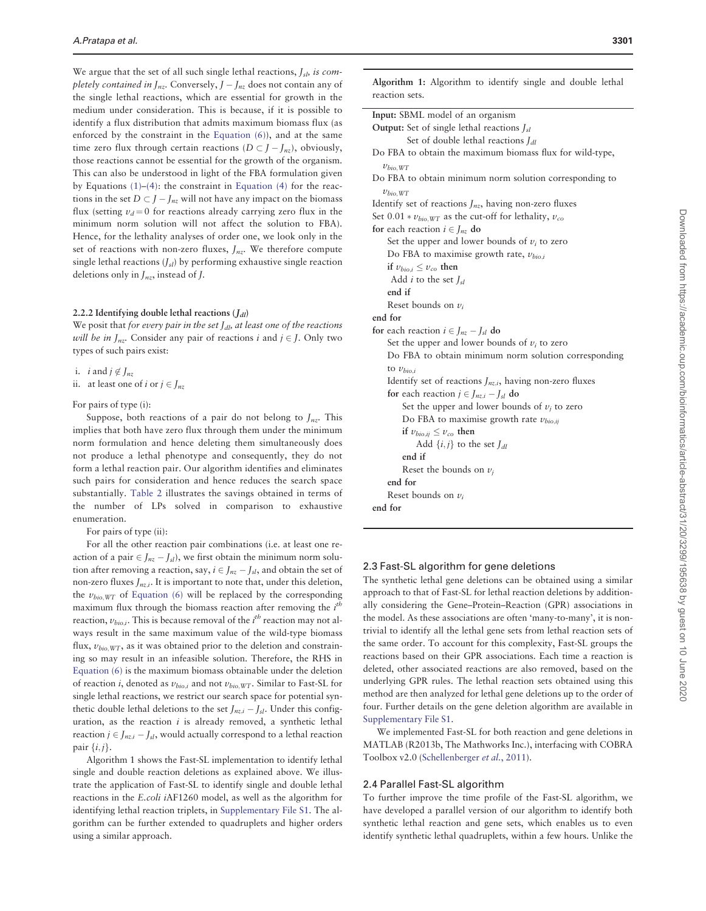We argue that the set of all such single lethal reactions, $J_{sl}$, *is completely contained in* $J_{nz}$. Conversely, $J - J_{nz}$ does not contain any of the single lethal reactions, which are essential for growth in the medium under consideration. This is because, if it is possible to identify a flux distribution that admits maximum biomass flux (as enforced by the constraint in the Equation (6)), and at the same time zero flux through certain reactions ($D \subset J - J_{nz}$), obviously, those reactions cannot be essential for the growth of the organism. This can also be understood in light of the FBA formulation given by Equations (1)–(4): the constraint in Equation (4) for the reactions in the set $D \subset J - J_{nz}$ will not have any impact on the biomass flux (setting $v_d = 0$ for reactions already carrying zero flux in the minimum norm solution will not affect the solution to FBA). Hence, for the lethality analyses of order one, we look only in the set of reactions with non-zero fluxes, $J_{nz}$. We therefore compute single lethal reactions ($J_{sl}$) by performing exhaustive single reaction deletions only in $J_{nz}$, instead of $J$.

#### 2.2.2 Identifying double lethal reactions ($J_{dl}$)

We posit that *for every pair in the set* $J_{dl}$, *at least one of the reactions will be in* $J_{nz}$. Consider any pair of reactions $i$ and $j \in J$. Only two types of such pairs exist:

i. $i$ and $j \notin J_{nz}$
ii. at least one of $i$ or $j \in J_{nz}$

For pairs of type (i):

Suppose, both reactions of a pair do not belong to $J_{nz}$. This implies that both have zero flux through them under the minimum norm formulation and hence deleting them simultaneously does not produce a lethal phenotype and consequently, they do not form a lethal reaction pair. Our algorithm identifies and eliminates such pairs for consideration and hence reduces the search space substantially. Table 2 illustrates the savings obtained in terms of the number of LPs solved in comparison to exhaustive enumeration.

For pairs of type (ii):

For all the other reaction pair combinations (i.e. at least one reaction of a pair $\in J_{nz} - J_{sl}$), we first obtain the minimum norm solution after removing a reaction, say, $i \in J_{nz} - J_{sl}$, and obtain the set of non-zero fluxes $J_{nz,i}$. It is important to note that, under this deletion, the $v_{bio,WT}$ of Equation (6) will be replaced by the corresponding maximum flux through the biomass reaction after removing the $i^{th}$ reaction, $v_{bio,i}$. This is because removal of the $i^{th}$ reaction may not always result in the same maximum value of the wild-type biomass flux, $v_{bio,WT}$, as it was obtained prior to the deletion and constraining so may result in an infeasible solution. Therefore, the RHS in Equation (6) is the maximum biomass obtainable under the deletion of reaction $i$, denoted as $v_{bio,i}$ and not $v_{bio,WT}$. Similar to Fast-SL for single lethal reactions, we restrict our search space for potential synthetic double lethal deletions to the set $J_{nz,i} - J_{sl}$. Under this configuration, as the reaction $i$ is already removed, a synthetic lethal reaction $j \in J_{nz,i} - J_{sl}$, would actually correspond to a lethal reaction pair $\{i, j\}$.

Algorithm 1 shows the Fast-SL implementation to identify lethal single and double reaction deletions as explained above. We illustrate the application of Fast-SL to identify single and double lethal reactions in the *E.coli* iAF1260 model, as well as the algorithm for identifying lethal reaction triplets, in Supplementary File S1. The algorithm can be further extended to quadruplets and higher orders using a similar approach.

**Algorithm 1:** Algorithm to identify single and double lethal reaction sets.

```
Input: SBML model of an organism
Output: Set of single lethal reactions J_sl
        Set of double lethal reactions J_dl
Do FBA to obtain the maximum biomass flux for wild-type,
  v_bio,WT
Do FBA to obtain minimum norm solution corresponding to
  v_bio,WT
Identify set of reactions J_nz, having non-zero fluxes
Set 0.01 * v_bio,WT as the cut-off for lethality, v_co
for each reaction i ∈ J_nz do
    Set the upper and lower bounds of v_i to zero
    Do FBA to maximise growth rate, v_bio,i
    if v_bio,i ≤ v_co then
     Add i to the set J_sl
    end if
    Reset bounds on v_i
end for
for each reaction i ∈ J_nz − J_sl do
    Set the upper and lower bounds of v_i to zero
    Do FBA to obtain minimum norm solution corresponding
    to v_bio,i
    Identify set of reactions J_nz,i, having non-zero fluxes
    for each reaction j ∈ J_nz,i − J_sl do
        Set the upper and lower bounds of v_j to zero
        Do FBA to maximise growth rate v_bio,ij
        if v_bio,ij ≤ v_co then
            Add {i, j} to the set J_dl
        end if
        Reset the bounds on v_j
    end for
    Reset bounds on v_i
end for
```

### 2.3 Fast-SL algorithm for gene deletions

The synthetic lethal gene deletions can be obtained using a similar approach to that of Fast-SL for lethal reaction deletions by additionally considering the Gene–Protein–Reaction (GPR) associations in the model. As these associations are often 'many-to-many', it is non-trivial to identify all the lethal gene sets from lethal reaction sets of the same order. To account for this complexity, Fast-SL groups the reactions based on their GPR associations. Each time a reaction is deleted, other associated reactions are also removed, based on the underlying GPR rules. The lethal reaction sets obtained using this method are then analyzed for lethal gene deletions up to the order of four. Further details on the gene deletion algorithm are available in Supplementary File S1.

We implemented Fast-SL for both reaction and gene deletions in MATLAB (R2013b, The Mathworks Inc.), interfacing with COBRA Toolbox v2.0 (Schellenberger *et al.*, 2011).

### 2.4 Parallel Fast-SL algorithm

To further improve the time profile of the Fast-SL algorithm, we have developed a parallel version of our algorithm to identify both synthetic lethal reaction and gene sets, which enables us to even identify synthetic lethal quadruplets, within a few hours. Unlike the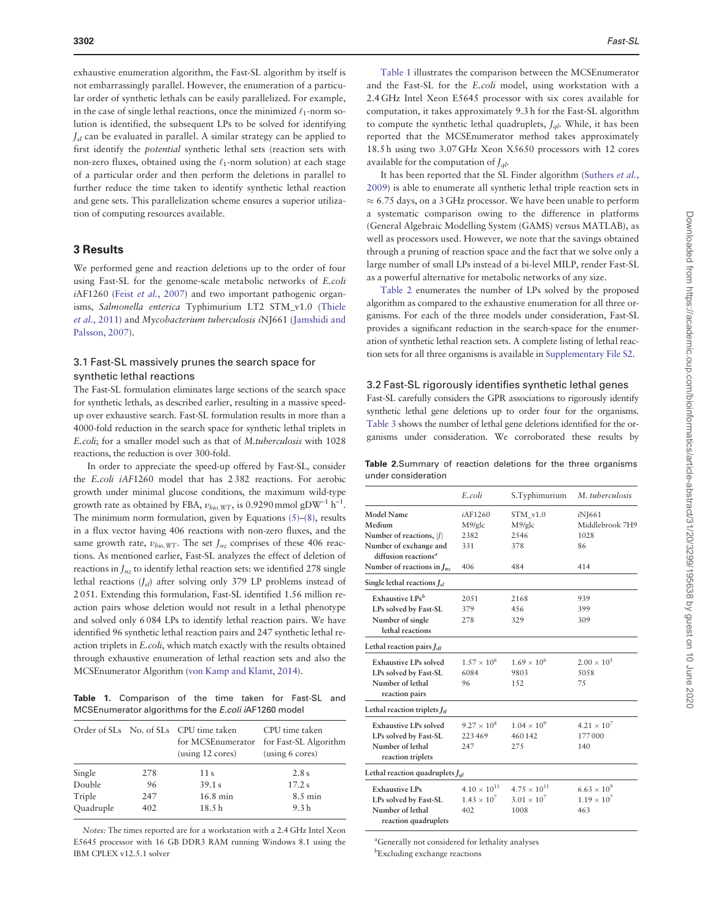exhaustive enumeration algorithm, the Fast-SL algorithm by itself is not embarrassingly parallel. However, the enumeration of a particular order of synthetic lethals can be easily parallelized. For example, in the case of single lethal reactions, once the minimized $\ell_1$-norm solution is identified, the subsequent LPs to be solved for identifying $J_{sl}$ can be evaluated in parallel. A similar strategy can be applied to first identify the *potential* synthetic lethal sets (reaction sets with non-zero fluxes, obtained using the $\ell_1$-norm solution) at each stage of a particular order and then perform the deletions in parallel to further reduce the time taken to identify synthetic lethal reaction and gene sets. This parallelization scheme ensures a superior utilization of computing resources available.

## 3 Results

We performed gene and reaction deletions up to the order of four using Fast-SL for the genome-scale metabolic networks of *E.coli* *i*AF1260 (Feist *et al.*, 2007) and two important pathogenic organisms, *Salmonella enterica* Typhimurium LT2 STM_v1.0 (Thiele *et al.*, 2011) and *Mycobacterium tuberculosis i*NJ661 (Jamshidi and Palsson, 2007).

### 3.1 Fast-SL massively prunes the search space for synthetic lethal reactions

The Fast-SL formulation eliminates large sections of the search space for synthetic lethals, as described earlier, resulting in a massive speed-up over exhaustive search. Fast-SL formulation results in more than a 4000-fold reduction in the search space for synthetic lethal triplets in *E.coli*; for a smaller model such as that of *M.tuberculosis* with 1028 reactions, the reduction is over 300-fold.

In order to appreciate the speed-up offered by Fast-SL, consider the *E.coli iAF*1260 model that has 2 382 reactions. For aerobic growth under minimal glucose conditions, the maximum wild-type growth rate as obtained by FBA, $v_{bio,WT}$, is 0.9290 mmol gDW$^{-1}$ h$^{-1}$. The minimum norm formulation, given by Equations (5)–(8), results in a flux vector having 406 reactions with non-zero fluxes, and the same growth rate, $v_{bio,WT}$. The set $J_{nz}$ comprises of these 406 reactions. As mentioned earlier, Fast-SL analyzes the effect of deletion of reactions in $J_{nz}$ to identify lethal reaction sets: we identified 278 single lethal reactions ($J_{sl}$) after solving only 379 LP problems instead of 2 051. Extending this formulation, Fast-SL identified 1.56 million reaction pairs whose deletion would not result in a lethal phenotype and solved only 6 084 LPs to identify lethal reaction pairs. We have identified 96 synthetic lethal reaction pairs and 247 synthetic lethal reaction triplets in *E.coli*, which match exactly with the results obtained through exhaustive enumeration of lethal reaction sets and also the MCSEnumerator Algorithm (von Kamp and Klamt, 2014).

**Table 1.** Comparison of the time taken for Fast-SL and MCSEnumerator algorithms for the *E.coli i*AF1260 model

| Order of SLs | No. of SLs | CPU time taken for MCSEnumerator (using 12 cores) | CPU time taken for Fast-SL Algorithm (using 6 cores) |
|---|---|---|---|
| Single | 278 | 11 s | 2.8 s |
| Double | 96 | 39.1 s | 17.2 s |
| Triple | 247 | 16.8 min | 8.5 min |
| Quadruple | 402 | 18.5 h | 9.3 h |

*Notes:* The times reported are for a workstation with a 2.4 GHz Intel Xeon E5645 processor with 16 GB DDR3 RAM running Windows 8.1 using the IBM CPLEX v12.5.1 solver

Table 1 illustrates the comparison between the MCSEnumerator and the Fast-SL for the *E.coli* model, using workstation with a 2.4 GHz Intel Xeon E5645 processor with six cores available for computation, it takes approximately 9.3 h for the Fast-SL algorithm to compute the synthetic lethal quadruplets, $J_{ql}$. While, it has been reported that the MCSEnumerator method takes approximately 18.5 h using two 3.07 GHz Xeon X5650 processors with 12 cores available for the computation of $J_{ql}$.

It has been reported that the SL Finder algorithm (Suthers *et al.*, 2009) is able to enumerate all synthetic lethal triple reaction sets in ≈ 6.75 days, on a 3 GHz processor. We have been unable to perform a systematic comparison owing to the difference in platforms (General Algebraic Modelling System (GAMS) versus MATLAB), as well as processors used. However, we note that the savings obtained through a pruning of reaction space and the fact that we solve only a large number of small LPs instead of a bi-level MILP, render Fast-SL as a powerful alternative for metabolic networks of any size.

Table 2 enumerates the number of LPs solved by the proposed algorithm as compared to the exhaustive enumeration for all three organisms. For each of the three models under consideration, Fast-SL provides a significant reduction in the search-space for the enumeration of synthetic lethal reaction sets. A complete listing of lethal reaction sets for all three organisms is available in Supplementary File S2.

### 3.2 Fast-SL rigorously identifies synthetic lethal genes

Fast-SL carefully considers the GPR associations to rigorously identify synthetic lethal gene deletions up to order four for the organisms. Table 3 shows the number of lethal gene deletions identified for the organisms under consideration. We corroborated these results by

**Table 2.** Summary of reaction deletions for the three organisms under consideration

| | *E.coli* | S.Typhimurium | *M. tuberculosis* |
|---|---|---|---|
| Model Name | *i*AF1260 | STM_v1.0 | *i*NJ661 |
| Medium | M9/glc | M9/glc | Middlebrook 7H9 |
| Number of reactions, $\lvert J \rvert$ | 2382 | 2546 | 1028 |
| Number of exchange and diffusion reactions[a] | 331 | 378 | 86 |
| Number of reactions in $J_{nz}$ | 406 | 484 | 414 |
| **Single lethal reactions $J_{sl}$** | | | |
| Exhaustive LPs[b] | 2051 | 2168 | 939 |
| LPs solved by Fast-SL | 379 | 456 | 399 |
| Number of single lethal reactions | 278 | 329 | 309 |
| **Lethal reaction pairs $J_{dl}$** | | | |
| Exhaustive LPs solved | $1.57 \times 10^6$ | $1.69 \times 10^6$ | $2.00 \times 10^5$ |
| LPs solved by Fast-SL | 6084 | 9803 | 5058 |
| Number of lethal reaction pairs | 96 | 152 | 75 |
| **Lethal reaction triplets $J_{tl}$** | | | |
| Exhaustive LPs solved | $9.27 \times 10^8$ | $1.04 \times 10^9$ | $4.21 \times 10^7$ |
| LPs solved by Fast-SL | 223 469 | 460 142 | 177 000 |
| Number of lethal reaction triplets | 247 | 275 | 140 |
| **Lethal reaction quadruplets $J_{ql}$** | | | |
| Exhaustive LPs | $4.10 \times 10^{11}$ | $4.75 \times 10^{11}$ | $6.63 \times 10^9$ |
| LPs solved by Fast-SL | $1.43 \times 10^7$ | $3.01 \times 10^7$ | $1.19 \times 10^7$ |
| Number of lethal reaction quadruplets | 402 | 1008 | 463 |

[a]Generally not considered for lethality analyses

[b]Excluding exchange reactions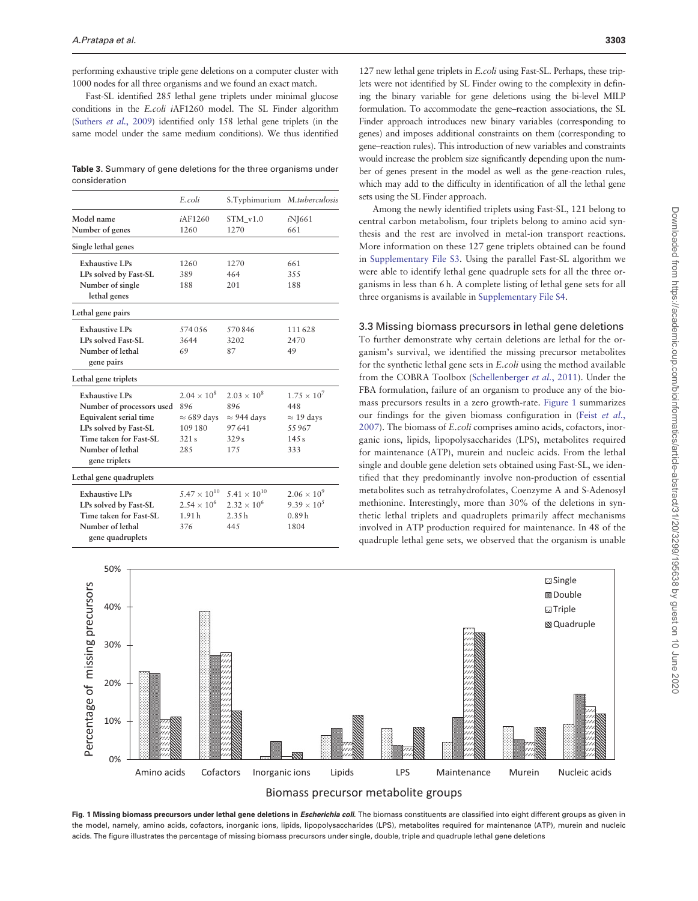performing exhaustive triple gene deletions on a computer cluster with 1000 nodes for all three organisms and we found an exact match.

Fast-SL identified 285 lethal gene triplets under minimal glucose conditions in the *E.coli* *i*AF1260 model. The SL Finder algorithm (Suthers *et al.*, 2009) identified only 158 lethal gene triplets (in the same model under the same medium conditions). We thus identified 127 new lethal gene triplets in *E.coli* using Fast-SL. Perhaps, these triplets were not identified by SL Finder owing to the complexity in defining the binary variable for gene deletions using the bi-level MILP formulation. To accommodate the gene–reaction associations, the SL Finder approach introduces new binary variables (corresponding to genes) and imposes additional constraints on them (corresponding to gene–reaction rules). This introduction of new variables and constraints would increase the problem size significantly depending upon the number of genes present in the model as well as the gene-reaction rules, which may add to the difficulty in identification of all the lethal gene sets using the SL Finder approach.

**Table 3.** Summary of gene deletions for the three organisms under consideration

| | *E.coli* | S.Typhimurium | *M.tuberculosis* |
|---|---|---|---|
| **Model name** | *i*AF1260 | STM_v1.0 | *i*NJ661 |
| **Number of genes** | 1260 | 1270 | 661 |
| **Single lethal genes** | | | |
| **Exhaustive LPs** | 1260 | 1270 | 661 |
| **LPs solved by Fast-SL** | 389 | 464 | 355 |
| **Number of single lethal genes** | 188 | 201 | 188 |
| **Lethal gene pairs** | | | |
| **Exhaustive LPs** | 574 056 | 570 846 | 111 628 |
| **LPs solved Fast-SL** | 3644 | 3202 | 2470 |
| **Number of lethal gene pairs** | 69 | 87 | 49 |
| **Lethal gene triplets** | | | |
| **Exhaustive LPs** | $2.04 \times 10^{8}$ | $2.03 \times 10^{8}$ | $1.75 \times 10^{7}$ |
| **Number of processors used** | 896 | 896 | 448 |
| **Equivalent serial time** | ≈ 689 days | ≈ 944 days | ≈ 19 days |
| **LPs solved by Fast-SL** | 109 180 | 97 641 | 55 967 |
| **Time taken for Fast-SL** | 321 s | 329 s | 145 s |
| **Number of lethal gene triplets** | 285 | 175 | 333 |
| **Lethal gene quadruplets** | | | |
| **Exhaustive LPs** | $5.47 \times 10^{10}$ | $5.41 \times 10^{10}$ | $2.06 \times 10^{9}$ |
| **LPs solved by Fast-SL** | $2.54 \times 10^{6}$ | $2.32 \times 10^{6}$ | $9.39 \times 10^{5}$ |
| **Time taken for Fast-SL** | 1.91 h | 2.35 h | 0.89 h |
| **Number of lethal gene quadruplets** | 376 | 445 | 1804 |

Among the newly identified triplets using Fast-SL, 121 belong to central carbon metabolism, four triplets belong to amino acid synthesis and the rest are involved in metal-ion transport reactions. More information on these 127 gene triplets obtained can be found in Supplementary File S3. Using the parallel Fast-SL algorithm we were able to identify lethal gene quadruple sets for all the three organisms in less than 6 h. A complete listing of lethal gene sets for all three organisms is available in Supplementary File S4.

### 3.3 Missing biomass precursors in lethal gene deletions

To further demonstrate why certain deletions are lethal for the organism's survival, we identified the missing precursor metabolites for the synthetic lethal gene sets in *E.coli* using the method available from the COBRA Toolbox (Schellenberger *et al.*, 2011). Under the FBA formulation, failure of an organism to produce any of the biomass precursors results in a zero growth-rate. Figure 1 summarizes our findings for the given biomass configuration in (Feist *et al.*, 2007). The biomass of *E.coli* comprises amino acids, cofactors, inorganic ions, lipids, lipopolysaccharides (LPS), metabolites required for maintenance (ATP), murein and nucleic acids. From the lethal single and double gene deletion sets obtained using Fast-SL, we identified that they predominantly involve non-production of essential metabolites such as tetrahydrofolates, Coenzyme A and S-Adenosyl methionine. Interestingly, more than 30% of the deletions in synthetic lethal triplets and quadruplets primarily affect mechanisms involved in ATP production required for maintenance. In 48 of the quadruple lethal gene sets, we observed that the organism is unable

**Fig. 1 Missing biomass precursors under lethal gene deletions in *Escherichia coli*.** The biomass constituents are classified into eight different groups as given in the model, namely, amino acids, cofactors, inorganic ions, lipids, lipopolysaccharides (LPS), metabolites required for maintenance (ATP), murein and nucleic acids. The figure illustrates the percentage of missing biomass precursors under single, double, triple and quadruple lethal gene deletions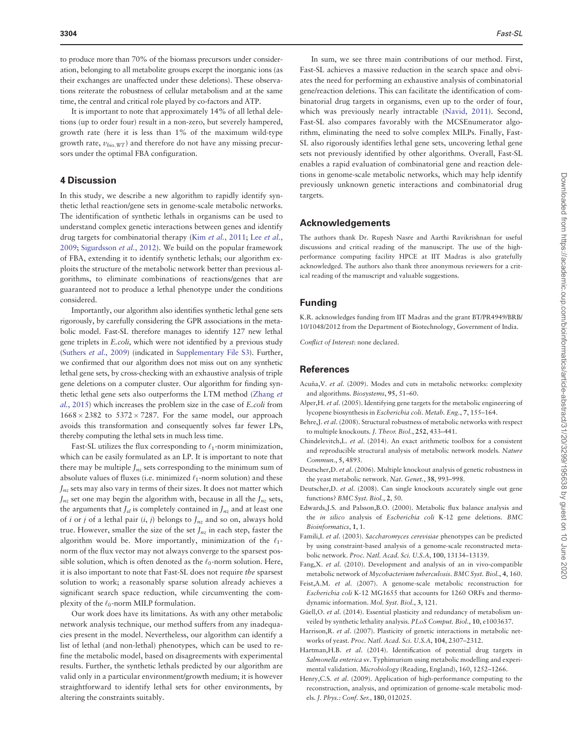to produce more than 70% of the biomass precursors under consideration, belonging to all metabolite groups except the inorganic ions (as their exchanges are unaffected under these deletions). These observations reiterate the robustness of cellular metabolism and at the same time, the central and critical role played by co-factors and ATP.

It is important to note that approximately 14% of all lethal deletions (up to order four) result in a non-zero, but severely hampered, growth rate (here it is less than 1% of the maximum wild-type growth rate, $\nu_{bio,WT}$) and therefore do not have any missing precursors under the optimal FBA configuration.

## 4 Discussion

In this study, we describe a new algorithm to rapidly identify synthetic lethal reaction/gene sets in genome-scale metabolic networks. The identification of synthetic lethals in organisms can be used to understand complex genetic interactions between genes and identify drug targets for combinatorial therapy (Kim *et al.*, 2011; Lee *et al.*, 2009; Sigurdsson *et al.*, 2012). We build on the popular framework of FBA, extending it to identify synthetic lethals; our algorithm exploits the structure of the metabolic network better than previous algorithms, to eliminate combinations of reactions/genes that are guaranteed not to produce a lethal phenotype under the conditions considered.

Importantly, our algorithm also identifies synthetic lethal gene sets rigorously, by carefully considering the GPR associations in the metabolic model. Fast-SL therefore manages to identify 127 new lethal gene triplets in *E.coli*, which were not identified by a previous study (Suthers *et al.*, 2009) (indicated in Supplementary File S3). Further, we confirmed that our algorithm does not miss out on any synthetic lethal gene sets, by cross-checking with an exhaustive analysis of triple gene deletions on a computer cluster. Our algorithm for finding synthetic lethal gene sets also outperforms the LTM method (Zhang *et al.*, 2015) which increases the problem size in the case of *E.coli* from $1668 \times 2382$ to $5372 \times 7287$. For the same model, our approach avoids this transformation and consequently solves far fewer LPs, thereby computing the lethal sets in much less time.

Fast-SL utilizes the flux corresponding to $\ell_1$-norm minimization, which can be easily formulated as an LP. It is important to note that there may be multiple $J_{nz}$ sets corresponding to the minimum sum of absolute values of fluxes (i.e. minimized $\ell_1$-norm solution) and these $J_{nz}$ sets may also vary in terms of their sizes. It does not matter which $J_{nz}$ set one may begin the algorithm with, because in all the $J_{nz}$ sets, the arguments that $J_{sl}$ is completely contained in $J_{nz}$ and at least one of $i$ or $j$ of a lethal pair ($i$, $j$) belongs to $J_{nz}$ and so on, always hold true. However, smaller the size of the set $J_{nz}$ in each step, faster the algorithm would be. More importantly, minimization of the $\ell_1$-norm of the flux vector may not always converge to the sparsest possible solution, which is often denoted as the $\ell_0$-norm solution. Here, it is also important to note that Fast-SL does not require *the* sparsest solution to work; a reasonably sparse solution already achieves a significant search space reduction, while circumventing the complexity of the $\ell_0$-norm MILP formulation.

Our work does have its limitations. As with any other metabolic network analysis technique, our method suffers from any inadequacies present in the model. Nevertheless, our algorithm can identify a list of lethal (and non-lethal) phenotypes, which can be used to refine the metabolic model, based on disagreements with experimental results. Further, the synthetic lethals predicted by our algorithm are valid only in a particular environment/growth medium; it is however straightforward to identify lethal sets for other environments, by altering the constraints suitably.

In sum, we see three main contributions of our method. First, Fast-SL achieves a massive reduction in the search space and obviates the need for performing an exhaustive analysis of combinatorial gene/reaction deletions. This can facilitate the identification of combinatorial drug targets in organisms, even up to the order of four, which was previously nearly intractable (Navid, 2011). Second, Fast-SL also compares favorably with the MCSEnumerator algorithm, eliminating the need to solve complex MILPs. Finally, Fast-SL also rigorously identifies lethal gene sets, uncovering lethal gene sets not previously identified by other algorithms. Overall, Fast-SL enables a rapid evaluation of combinatorial gene and reaction deletions in genome-scale metabolic networks, which may help identify previously unknown genetic interactions and combinatorial drug targets.

## Acknowledgements

The authors thank Dr. Rupesh Nasre and Aarthi Ravikrishnan for useful discussions and critical reading of the manuscript. The use of the high-performance computing facility HPCE at IIT Madras is also gratefully acknowledged. The authors also thank three anonymous reviewers for a critical reading of the manuscript and valuable suggestions.

## Funding

K.R. acknowledges funding from IIT Madras and the grant BT/PR4949/BRB/10/1048/2012 from the Department of Biotechnology, Government of India.

*Conflict of Interest*: none declared.

## References

Acuña,V. *et al.* (2009). Modes and cuts in metabolic networks: complexity and algorithms. *Biosystems*, **95**, 51–60.

Alper,H. *et al.* (2005). Identifying gene targets for the metabolic engineering of lycopene biosynthesis in *Escherichia coli*. *Metab. Eng.*, **7**, 155–164.

Behre,J. *et al.* (2008). Structural robustness of metabolic networks with respect to multiple knockouts. *J. Theor. Biol.*, **252**, 433–441.

Chindelevitch,L. *et al.* (2014). An exact arithmetic toolbox for a consistent and reproducible structural analysis of metabolic network models. *Nature Commun.*, **5**, 4893.

Deutscher,D. *et al.* (2006). Multiple knockout analysis of genetic robustness in the yeast metabolic network. *Nat. Genet.*, **38**, 993–998.

Deutscher,D. *et al.* (2008). Can single knockouts accurately single out gene functions? *BMC Syst. Biol.*, **2**, 50.

Edwards,J.S. and Palsson,B.O. (2000). Metabolic flux balance analysis and the *in silico* analysis of *Escherichia coli* K-12 gene deletions. *BMC Bioinformatics*, **1**, 1.

Famili,I. *et al.* (2003). *Saccharomyces cerevisiae* phenotypes can be predicted by using constraint-based analysis of a genome-scale reconstructed metabolic network. *Proc. Natl. Acad. Sci. U.S.A*, **100**, 13134–13139.

Fang,X. *et al.* (2010). Development and analysis of an in vivo-compatible metabolic network of *Mycobacterium tuberculosis*. *BMC Syst. Biol.*, **4**, 160.

Feist,A.M. *et al.* (2007). A genome-scale metabolic reconstruction for *Escherichia coli* K-12 MG1655 that accounts for 1260 ORFs and thermodynamic information. *Mol. Syst. Biol.*, **3**, 121.

Güell,O. *et al.* (2014). Essential plasticity and redundancy of metabolism unveiled by synthetic lethality analysis. *PLoS Comput. Biol.*, **10**, e1003637.

Harrison,R. *et al.* (2007). Plasticity of genetic interactions in metabolic networks of yeast. *Proc. Natl. Acad. Sci. U.S.A*, **104**, 2307–2312.

Hartman,H.B. *et al.* (2014). Identification of potential drug targets in *Salmonella enterica* sv. Typhimurium using metabolic modelling and experimental validation. *Microbiology* (Reading, England), 160, 1252–1266.

Henry,C.S. *et al.* (2009). Application of high-performance computing to the reconstruction, analysis, and optimization of genome-scale metabolic models. *J. Phys.: Conf. Ser.*, **180**, 012025.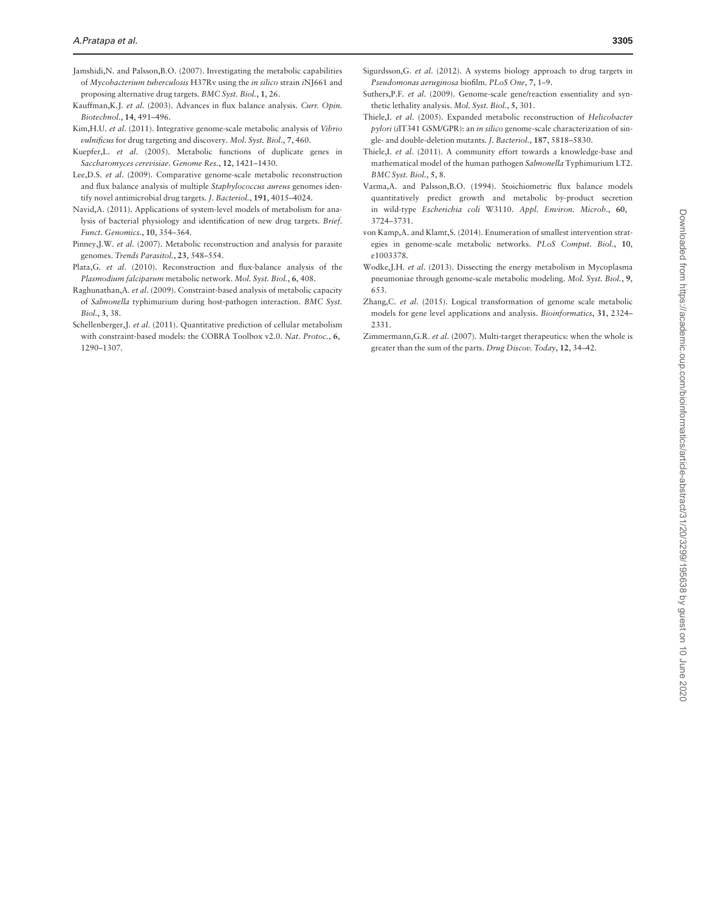Jamshidi,N. and Palsson,B.O. (2007). Investigating the metabolic capabilities of *Mycobacterium tuberculosis* H37Rv using the *in silico* strain *i*NJ661 and proposing alternative drug targets. *BMC Syst. Biol.*, **1**, 26.

Kauffman,K.J. *et al.* (2003). Advances in flux balance analysis. *Curr. Opin. Biotechnol.*, **14**, 491–496.

Kim,H.U. *et al.* (2011). Integrative genome-scale metabolic analysis of *Vibrio vulnificus* for drug targeting and discovery. *Mol. Syst. Biol.*, **7**, 460.

Kuepfer,L. *et al.* (2005). Metabolic functions of duplicate genes in *Saccharomyces cerevisiae*. *Genome Res.*, **12**, 1421–1430.

Lee,D.S. *et al.* (2009). Comparative genome-scale metabolic reconstruction and flux balance analysis of multiple *Staphylococcus aureus* genomes identify novel antimicrobial drug targets. *J. Bacteriol.*, **191**, 4015–4024.

Navid,A. (2011). Applications of system-level models of metabolism for analysis of bacterial physiology and identification of new drug targets. *Brief. Funct. Genomics.*, **10**, 354–364.

Pinney,J.W. *et al.* (2007). Metabolic reconstruction and analysis for parasite genomes. *Trends Parasitol.*, **23**, 548–554.

Plata,G. *et al.* (2010). Reconstruction and flux-balance analysis of the *Plasmodium falciparum* metabolic network. *Mol. Syst. Biol.*, **6**, 408.

Raghunathan,A. *et al.* (2009). Constraint-based analysis of metabolic capacity of *Salmonella* typhimurium during host-pathogen interaction. *BMC Syst. Biol.*, **3**, 38.

Schellenberger,J. *et al.* (2011). Quantitative prediction of cellular metabolism with constraint-based models: the COBRA Toolbox v2.0. *Nat. Protoc.*, **6**, 1290–1307.

Sigurdsson,G. *et al.* (2012). A systems biology approach to drug targets in *Pseudomonas aeruginosa* biofilm. *PLoS One*, **7**, 1–9.

Suthers,P.F. *et al.* (2009). Genome-scale gene/reaction essentiality and synthetic lethality analysis. *Mol. Syst. Biol.*, **5**, 301.

Thiele,I. *et al.* (2005). Expanded metabolic reconstruction of *Helicobacter pylori* (*i*IT341 GSM/GPR): an *in silico* genome-scale characterization of single- and double-deletion mutants. *J. Bacteriol.*, **187**, 5818–5830.

Thiele,I. *et al.* (2011). A community effort towards a knowledge-base and mathematical model of the human pathogen *Salmonella* Typhimurium LT2. *BMC Syst. Biol.*, **5**, 8.

Varma,A. and Palsson,B.O. (1994). Stoichiometric flux balance models quantitatively predict growth and metabolic by-product secretion in wild-type *Escherichia coli* W3110. *Appl. Environ. Microb.*, **60**, 3724–3731.

von Kamp,A. and Klamt,S. (2014). Enumeration of smallest intervention strategies in genome-scale metabolic networks. *PLoS Comput. Biol.*, **10**, e1003378.

Wodke,J.H. *et al.* (2013). Dissecting the energy metabolism in Mycoplasma pneumoniae through genome-scale metabolic modeling. *Mol. Syst. Biol.*, **9**, 653.

Zhang,C. *et al.* (2015). Logical transformation of genome scale metabolic models for gene level applications and analysis. *Bioinformatics*, **31**, 2324–2331.

Zimmermann,G.R. *et al.* (2007). Multi-target therapeutics: when the whole is greater than the sum of the parts. *Drug Discov. Today*, **12**, 34–42.